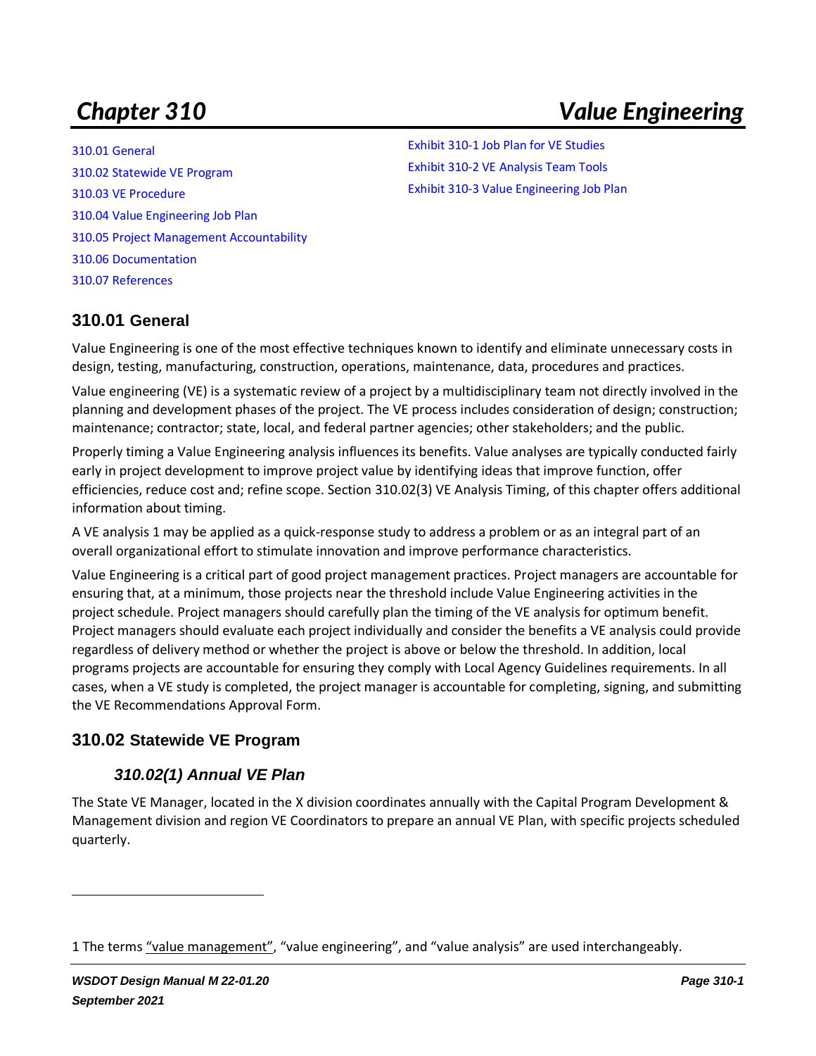# *Chapter 310* *Value Engineering*

310.01 General
310.02 Statewide VE Program
310.03 VE Procedure
310.04 Value Engineering Job Plan
310.05 Project Management Accountability
310.06 Documentation
310.07 References

Exhibit 310-1 Job Plan for VE Studies
Exhibit 310-2 VE Analysis Team Tools
Exhibit 310-3 Value Engineering Job Plan

## 310.01 General

Value Engineering is one of the most effective techniques known to identify and eliminate unnecessary costs in design, testing, manufacturing, construction, operations, maintenance, data, procedures and practices.

Value engineering (VE) is a systematic review of a project by a multidisciplinary team not directly involved in the planning and development phases of the project. The VE process includes consideration of design; construction; maintenance; contractor; state, local, and federal partner agencies; other stakeholders; and the public.

Properly timing a Value Engineering analysis influences its benefits. Value analyses are typically conducted fairly early in project development to improve project value by identifying ideas that improve function, offer efficiencies, reduce cost and; refine scope. Section 310.02(3) VE Analysis Timing, of this chapter offers additional information about timing.

A VE analysis [1] may be applied as a quick-response study to address a problem or as an integral part of an overall organizational effort to stimulate innovation and improve performance characteristics.

Value Engineering is a critical part of good project management practices. Project managers are accountable for ensuring that, at a minimum, those projects near the threshold include Value Engineering activities in the project schedule. Project managers should carefully plan the timing of the VE analysis for optimum benefit. Project managers should evaluate each project individually and consider the benefits a VE analysis could provide regardless of delivery method or whether the project is above or below the threshold. In addition, local programs projects are accountable for ensuring they comply with Local Agency Guidelines requirements. In all cases, when a VE study is completed, the project manager is accountable for completing, signing, and submitting the VE Recommendations Approval Form.

## 310.02 Statewide VE Program

### *310.02(1) Annual VE Plan*

The State VE Manager, located in the X division coordinates annually with the Capital Program Development & Management division and region VE Coordinators to prepare an annual VE Plan, with specific projects scheduled quarterly.

---

1 The terms "value management", "value engineering", and "value analysis" are used interchangeably.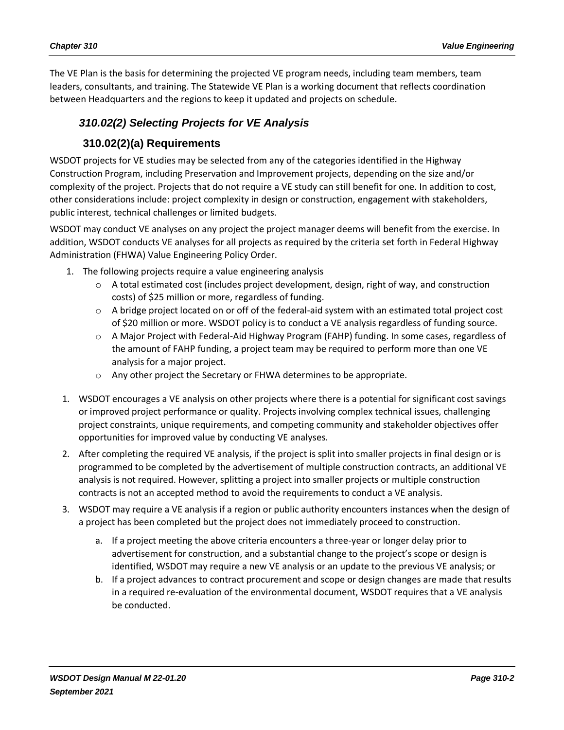The VE Plan is the basis for determining the projected VE program needs, including team members, team leaders, consultants, and training. The Statewide VE Plan is a working document that reflects coordination between Headquarters and the regions to keep it updated and projects on schedule.

### *310.02(2) Selecting Projects for VE Analysis*

#### 310.02(2)(a) Requirements

WSDOT projects for VE studies may be selected from any of the categories identified in the Highway Construction Program, including Preservation and Improvement projects, depending on the size and/or complexity of the project. Projects that do not require a VE study can still benefit for one. In addition to cost, other considerations include: project complexity in design or construction, engagement with stakeholders, public interest, technical challenges or limited budgets.

WSDOT may conduct VE analyses on any project the project manager deems will benefit from the exercise. In addition, WSDOT conducts VE analyses for all projects as required by the criteria set forth in Federal Highway Administration (FHWA) Value Engineering Policy Order.

1. The following projects require a value engineering analysis
    - A total estimated cost (includes project development, design, right of way, and construction costs) of $25 million or more, regardless of funding.
    - A bridge project located on or off of the federal-aid system with an estimated total project cost of $20 million or more. WSDOT policy is to conduct a VE analysis regardless of funding source.
    - A Major Project with Federal-Aid Highway Program (FAHP) funding. In some cases, regardless of the amount of FAHP funding, a project team may be required to perform more than one VE analysis for a major project.
    - Any other project the Secretary or FHWA determines to be appropriate.

1. WSDOT encourages a VE analysis on other projects where there is a potential for significant cost savings or improved project performance or quality. Projects involving complex technical issues, challenging project constraints, unique requirements, and competing community and stakeholder objectives offer opportunities for improved value by conducting VE analyses.
2. After completing the required VE analysis, if the project is split into smaller projects in final design or is programmed to be completed by the advertisement of multiple construction contracts, an additional VE analysis is not required. However, splitting a project into smaller projects or multiple construction contracts is not an accepted method to avoid the requirements to conduct a VE analysis.
3. WSDOT may require a VE analysis if a region or public authority encounters instances when the design of a project has been completed but the project does not immediately proceed to construction.
    a. If a project meeting the above criteria encounters a three-year or longer delay prior to advertisement for construction, and a substantial change to the project's scope or design is identified, WSDOT may require a new VE analysis or an update to the previous VE analysis; or
    b. If a project advances to contract procurement and scope or design changes are made that results in a required re-evaluation of the environmental document, WSDOT requires that a VE analysis be conducted.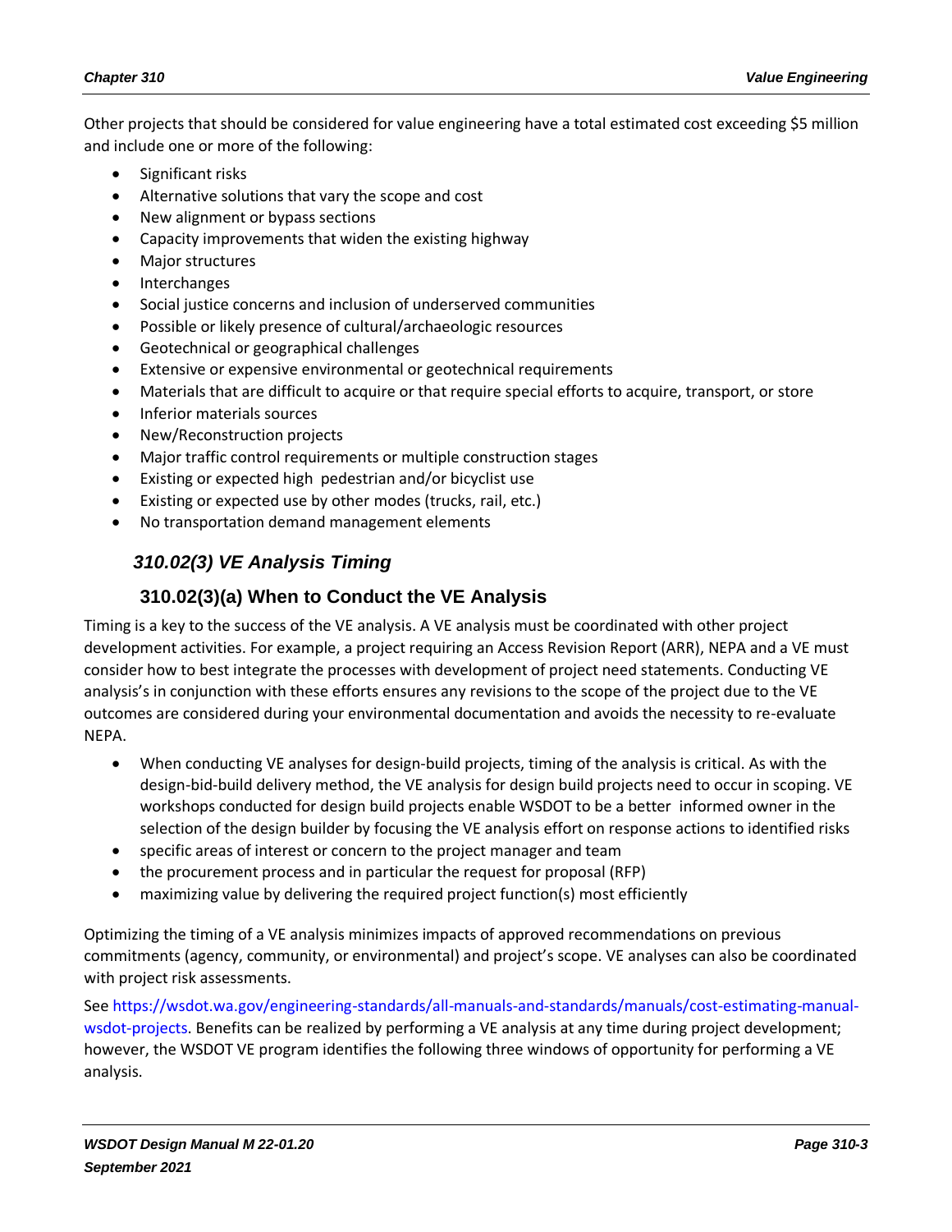Other projects that should be considered for value engineering have a total estimated cost exceeding $5 million and include one or more of the following:

- Significant risks
- Alternative solutions that vary the scope and cost
- New alignment or bypass sections
- Capacity improvements that widen the existing highway
- Major structures
- Interchanges
- Social justice concerns and inclusion of underserved communities
- Possible or likely presence of cultural/archaeologic resources
- Geotechnical or geographical challenges
- Extensive or expensive environmental or geotechnical requirements
- Materials that are difficult to acquire or that require special efforts to acquire, transport, or store
- Inferior materials sources
- New/Reconstruction projects
- Major traffic control requirements or multiple construction stages
- Existing or expected high pedestrian and/or bicyclist use
- Existing or expected use by other modes (trucks, rail, etc.)
- No transportation demand management elements

### *310.02(3) VE Analysis Timing*

#### 310.02(3)(a) When to Conduct the VE Analysis

Timing is a key to the success of the VE analysis. A VE analysis must be coordinated with other project development activities. For example, a project requiring an Access Revision Report (ARR), NEPA and a VE must consider how to best integrate the processes with development of project need statements. Conducting VE analysis's in conjunction with these efforts ensures any revisions to the scope of the project due to the VE outcomes are considered during your environmental documentation and avoids the necessity to re-evaluate NEPA.

- When conducting VE analyses for design-build projects, timing of the analysis is critical. As with the design-bid-build delivery method, the VE analysis for design build projects need to occur in scoping. VE workshops conducted for design build projects enable WSDOT to be a better informed owner in the selection of the design builder by focusing the VE analysis effort on response actions to identified risks
- specific areas of interest or concern to the project manager and team
- the procurement process and in particular the request for proposal (RFP)
- maximizing value by delivering the required project function(s) most efficiently

Optimizing the timing of a VE analysis minimizes impacts of approved recommendations on previous commitments (agency, community, or environmental) and project's scope. VE analyses can also be coordinated with project risk assessments.

See https://wsdot.wa.gov/engineering-standards/all-manuals-and-standards/manuals/cost-estimating-manual-wsdot-projects. Benefits can be realized by performing a VE analysis at any time during project development; however, the WSDOT VE program identifies the following three windows of opportunity for performing a VE analysis.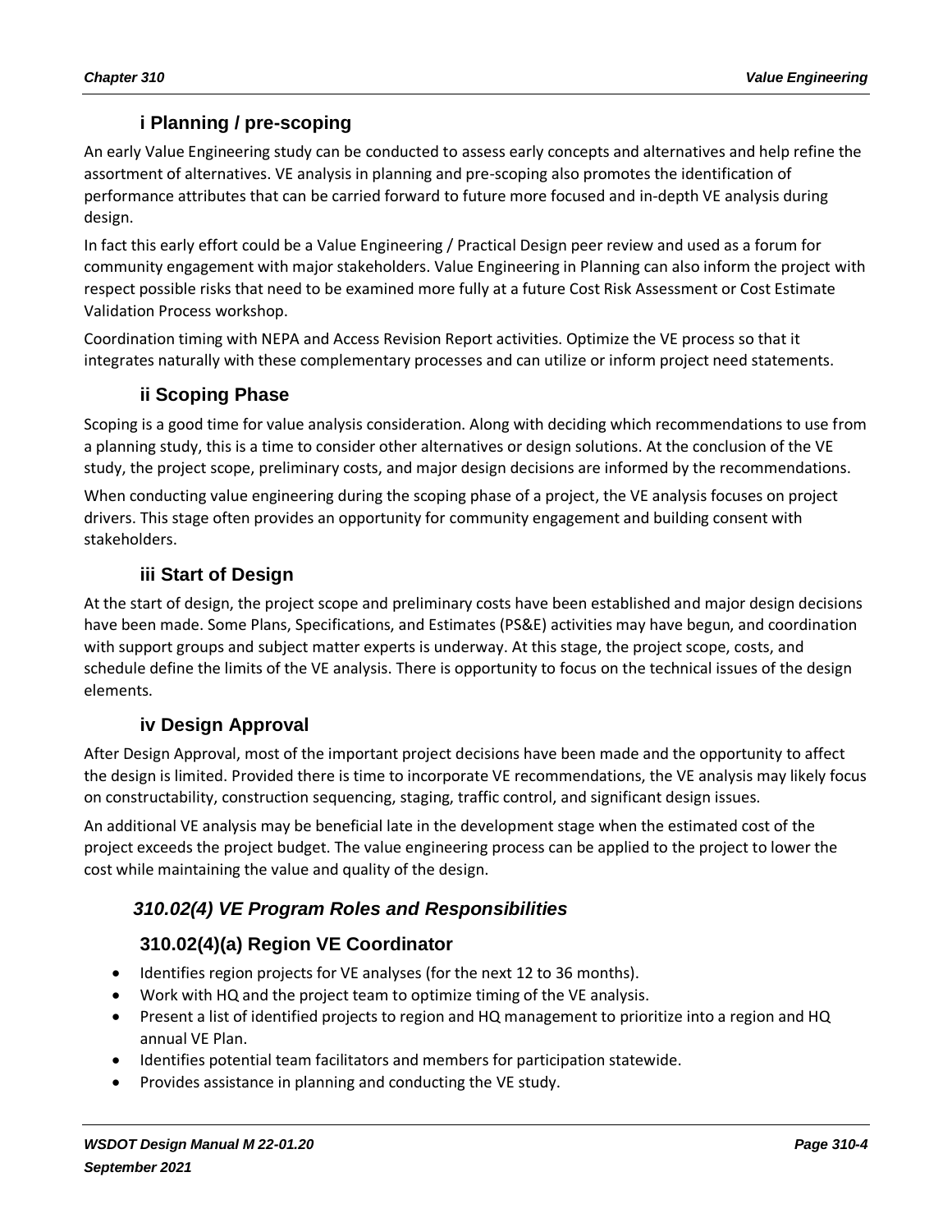#### i Planning / pre-scoping

An early Value Engineering study can be conducted to assess early concepts and alternatives and help refine the assortment of alternatives. VE analysis in planning and pre-scoping also promotes the identification of performance attributes that can be carried forward to future more focused and in-depth VE analysis during design.

In fact this early effort could be a Value Engineering / Practical Design peer review and used as a forum for community engagement with major stakeholders. Value Engineering in Planning can also inform the project with respect possible risks that need to be examined more fully at a future Cost Risk Assessment or Cost Estimate Validation Process workshop.

Coordination timing with NEPA and Access Revision Report activities. Optimize the VE process so that it integrates naturally with these complementary processes and can utilize or inform project need statements.

#### ii Scoping Phase

Scoping is a good time for value analysis consideration. Along with deciding which recommendations to use from a planning study, this is a time to consider other alternatives or design solutions. At the conclusion of the VE study, the project scope, preliminary costs, and major design decisions are informed by the recommendations.

When conducting value engineering during the scoping phase of a project, the VE analysis focuses on project drivers. This stage often provides an opportunity for community engagement and building consent with stakeholders.

#### iii Start of Design

At the start of design, the project scope and preliminary costs have been established and major design decisions have been made. Some Plans, Specifications, and Estimates (PS&E) activities may have begun, and coordination with support groups and subject matter experts is underway. At this stage, the project scope, costs, and schedule define the limits of the VE analysis. There is opportunity to focus on the technical issues of the design elements.

#### iv Design Approval

After Design Approval, most of the important project decisions have been made and the opportunity to affect the design is limited. Provided there is time to incorporate VE recommendations, the VE analysis may likely focus on constructability, construction sequencing, staging, traffic control, and significant design issues.

An additional VE analysis may be beneficial late in the development stage when the estimated cost of the project exceeds the project budget. The value engineering process can be applied to the project to lower the cost while maintaining the value and quality of the design.

### *310.02(4) VE Program Roles and Responsibilities*

#### 310.02(4)(a) Region VE Coordinator

- Identifies region projects for VE analyses (for the next 12 to 36 months).
- Work with HQ and the project team to optimize timing of the VE analysis.
- Present a list of identified projects to region and HQ management to prioritize into a region and HQ annual VE Plan.
- Identifies potential team facilitators and members for participation statewide.
- Provides assistance in planning and conducting the VE study.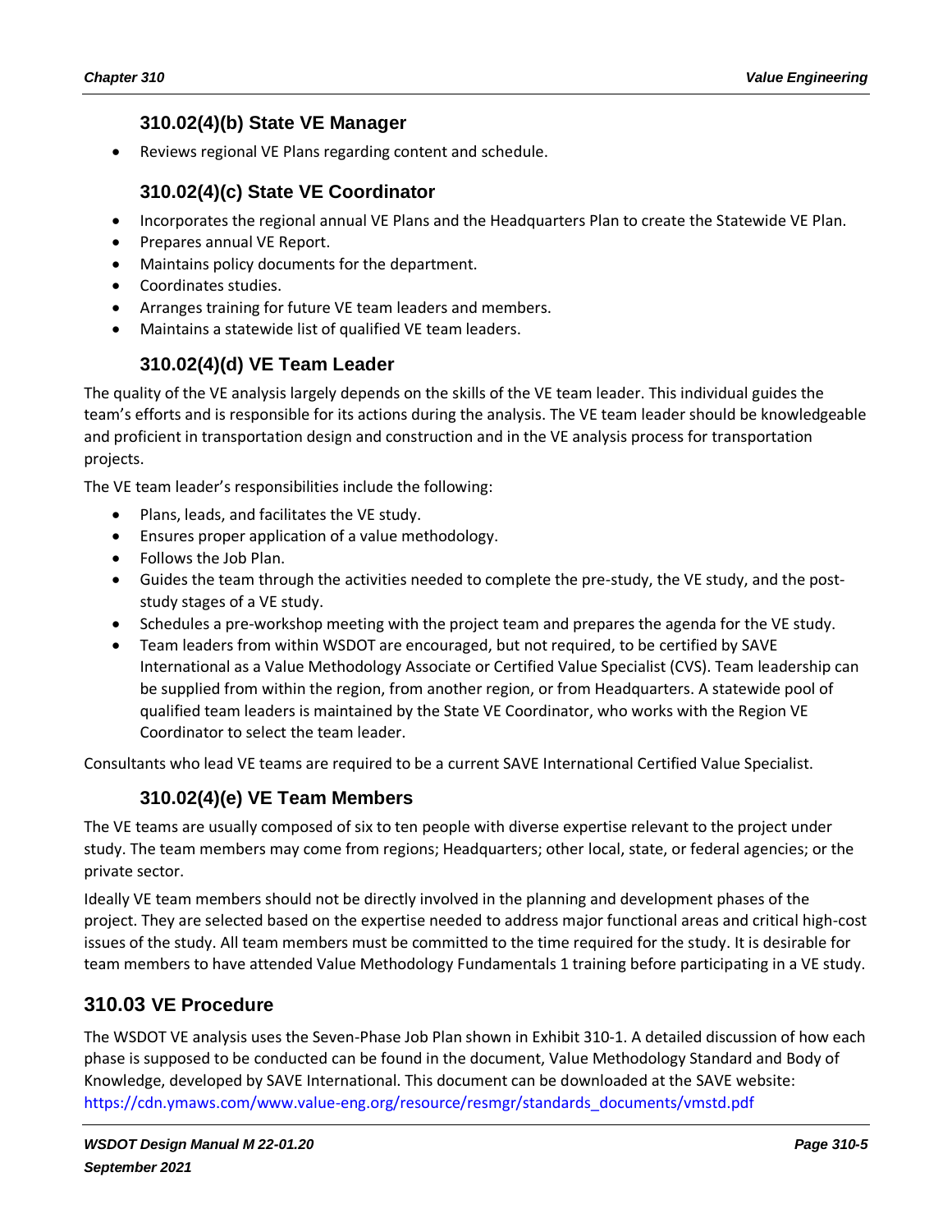#### 310.02(4)(b) State VE Manager

- Reviews regional VE Plans regarding content and schedule.

#### 310.02(4)(c) State VE Coordinator

- Incorporates the regional annual VE Plans and the Headquarters Plan to create the Statewide VE Plan.
- Prepares annual VE Report.
- Maintains policy documents for the department.
- Coordinates studies.
- Arranges training for future VE team leaders and members.
- Maintains a statewide list of qualified VE team leaders.

#### 310.02(4)(d) VE Team Leader

The quality of the VE analysis largely depends on the skills of the VE team leader. This individual guides the team's efforts and is responsible for its actions during the analysis. The VE team leader should be knowledgeable and proficient in transportation design and construction and in the VE analysis process for transportation projects.

The VE team leader's responsibilities include the following:

- Plans, leads, and facilitates the VE study.
- Ensures proper application of a value methodology.
- Follows the Job Plan.
- Guides the team through the activities needed to complete the pre-study, the VE study, and the post-study stages of a VE study.
- Schedules a pre-workshop meeting with the project team and prepares the agenda for the VE study.
- Team leaders from within WSDOT are encouraged, but not required, to be certified by SAVE International as a Value Methodology Associate or Certified Value Specialist (CVS). Team leadership can be supplied from within the region, from another region, or from Headquarters. A statewide pool of qualified team leaders is maintained by the State VE Coordinator, who works with the Region VE Coordinator to select the team leader.

Consultants who lead VE teams are required to be a current SAVE International Certified Value Specialist.

#### 310.02(4)(e) VE Team Members

The VE teams are usually composed of six to ten people with diverse expertise relevant to the project under study. The team members may come from regions; Headquarters; other local, state, or federal agencies; or the private sector.

Ideally VE team members should not be directly involved in the planning and development phases of the project. They are selected based on the expertise needed to address major functional areas and critical high-cost issues of the study. All team members must be committed to the time required for the study. It is desirable for team members to have attended Value Methodology Fundamentals 1 training before participating in a VE study.

## 310.03 VE Procedure

The WSDOT VE analysis uses the Seven-Phase Job Plan shown in Exhibit 310-1. A detailed discussion of how each phase is supposed to be conducted can be found in the document, Value Methodology Standard and Body of Knowledge, developed by SAVE International. This document can be downloaded at the SAVE website: https://cdn.ymaws.com/www.value-eng.org/resource/resmgr/standards_documents/vmstd.pdf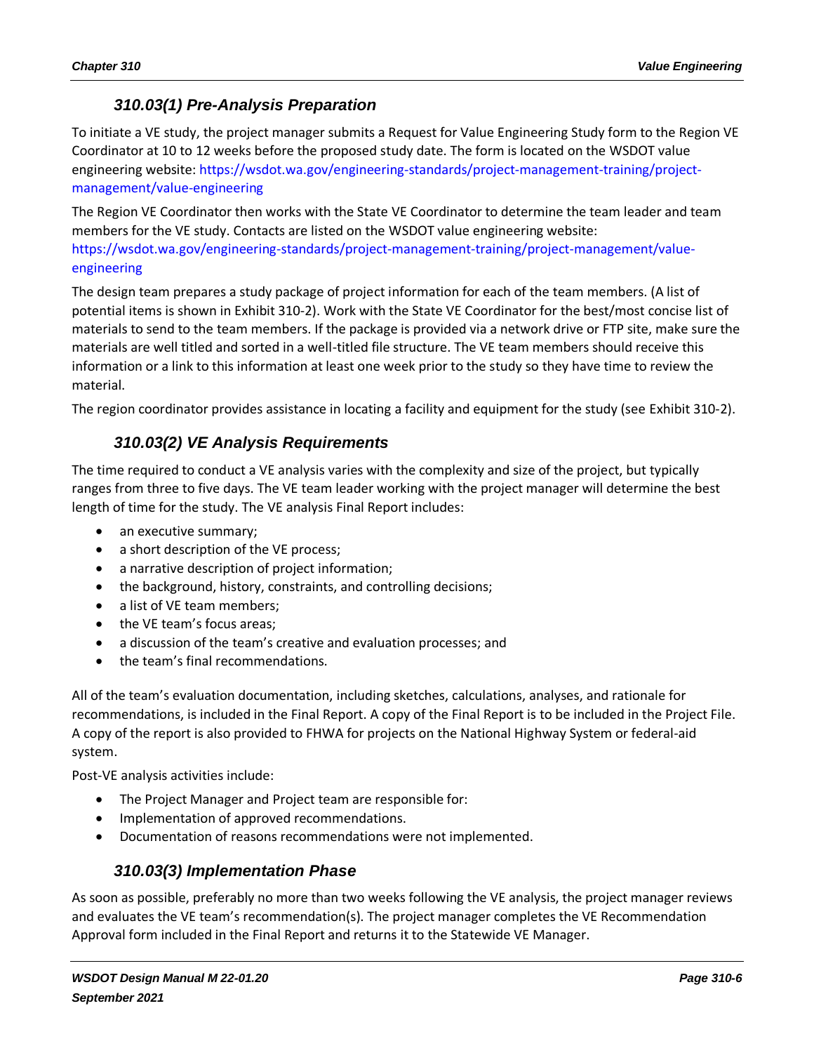### 310.03(1) Pre-Analysis Preparation

To initiate a VE study, the project manager submits a Request for Value Engineering Study form to the Region VE Coordinator at 10 to 12 weeks before the proposed study date. The form is located on the WSDOT value engineering website: https://wsdot.wa.gov/engineering-standards/project-management-training/project-management/value-engineering

The Region VE Coordinator then works with the State VE Coordinator to determine the team leader and team members for the VE study. Contacts are listed on the WSDOT value engineering website: https://wsdot.wa.gov/engineering-standards/project-management-training/project-management/value-engineering

The design team prepares a study package of project information for each of the team members. (A list of potential items is shown in Exhibit 310-2). Work with the State VE Coordinator for the best/most concise list of materials to send to the team members. If the package is provided via a network drive or FTP site, make sure the materials are well titled and sorted in a well-titled file structure. The VE team members should receive this information or a link to this information at least one week prior to the study so they have time to review the material.

The region coordinator provides assistance in locating a facility and equipment for the study (see Exhibit 310-2).

### 310.03(2) VE Analysis Requirements

The time required to conduct a VE analysis varies with the complexity and size of the project, but typically ranges from three to five days. The VE team leader working with the project manager will determine the best length of time for the study. The VE analysis Final Report includes:

- an executive summary;
- a short description of the VE process;
- a narrative description of project information;
- the background, history, constraints, and controlling decisions;
- a list of VE team members;
- the VE team's focus areas;
- a discussion of the team's creative and evaluation processes; and
- the team's final recommendations.

All of the team's evaluation documentation, including sketches, calculations, analyses, and rationale for recommendations, is included in the Final Report. A copy of the Final Report is to be included in the Project File. A copy of the report is also provided to FHWA for projects on the National Highway System or federal-aid system.

Post-VE analysis activities include:

- The Project Manager and Project team are responsible for:
- Implementation of approved recommendations.
- Documentation of reasons recommendations were not implemented.

### 310.03(3) Implementation Phase

As soon as possible, preferably no more than two weeks following the VE analysis, the project manager reviews and evaluates the VE team's recommendation(s). The project manager completes the VE Recommendation Approval form included in the Final Report and returns it to the Statewide VE Manager.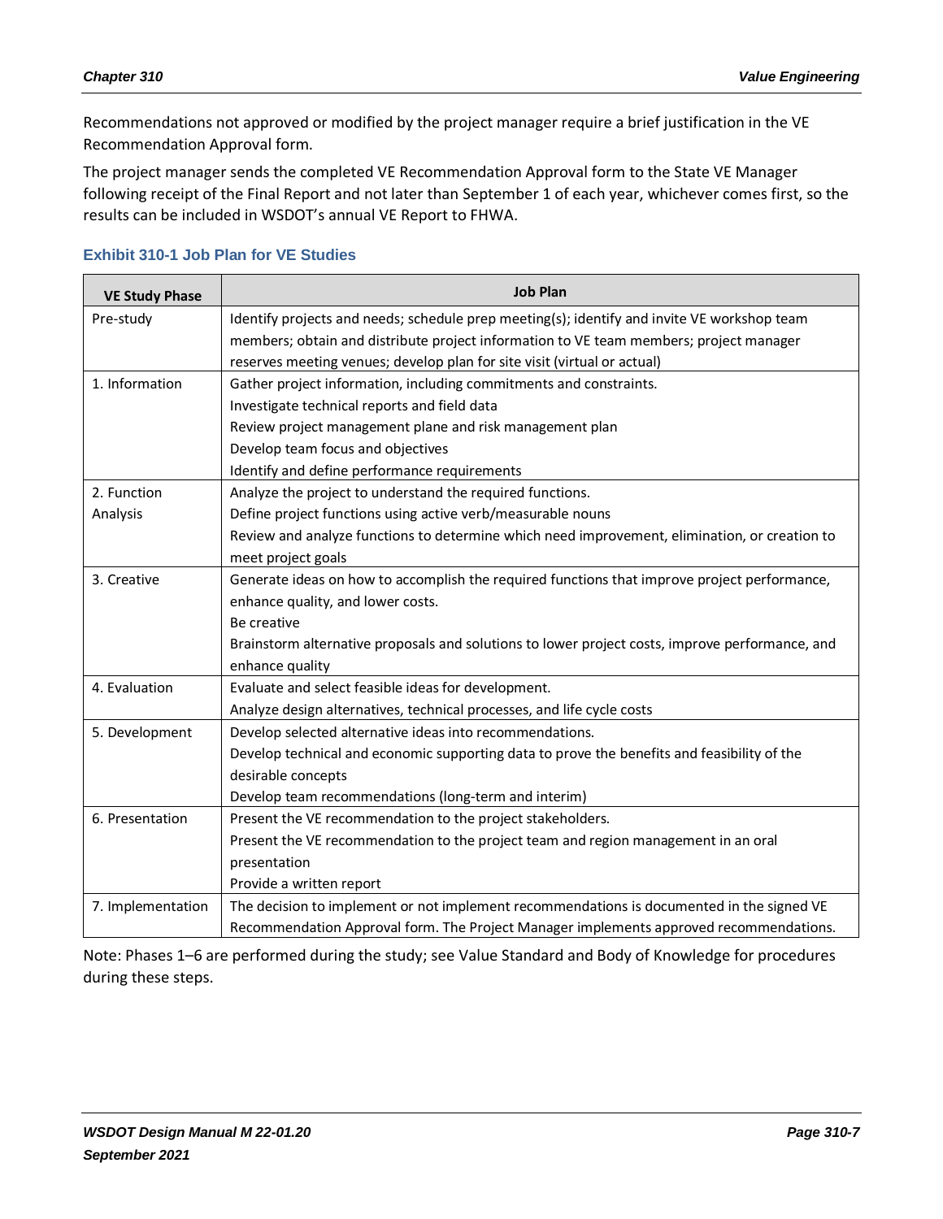Recommendations not approved or modified by the project manager require a brief justification in the VE Recommendation Approval form.

The project manager sends the completed VE Recommendation Approval form to the State VE Manager following receipt of the Final Report and not later than September 1 of each year, whichever comes first, so the results can be included in WSDOT's annual VE Report to FHWA.

### Exhibit 310-1 Job Plan for VE Studies

| VE Study Phase | Job Plan |
|---|---|
| Pre-study | Identify projects and needs; schedule prep meeting(s); identify and invite VE workshop team members; obtain and distribute project information to VE team members; project manager reserves meeting venues; develop plan for site visit (virtual or actual) |
| 1. Information | Gather project information, including commitments and constraints.<br>Investigate technical reports and field data<br>Review project management plane and risk management plan<br>Develop team focus and objectives<br>Identify and define performance requirements |
| 2. Function Analysis | Analyze the project to understand the required functions.<br>Define project functions using active verb/measurable nouns<br>Review and analyze functions to determine which need improvement, elimination, or creation to meet project goals |
| 3. Creative | Generate ideas on how to accomplish the required functions that improve project performance, enhance quality, and lower costs.<br>Be creative<br>Brainstorm alternative proposals and solutions to lower project costs, improve performance, and enhance quality |
| 4. Evaluation | Evaluate and select feasible ideas for development.<br>Analyze design alternatives, technical processes, and life cycle costs |
| 5. Development | Develop selected alternative ideas into recommendations.<br>Develop technical and economic supporting data to prove the benefits and feasibility of the desirable concepts<br>Develop team recommendations (long-term and interim) |
| 6. Presentation | Present the VE recommendation to the project stakeholders.<br>Present the VE recommendation to the project team and region management in an oral presentation<br>Provide a written report |
| 7. Implementation | The decision to implement or not implement recommendations is documented in the signed VE Recommendation Approval form. The Project Manager implements approved recommendations. |

Note: Phases 1–6 are performed during the study; see Value Standard and Body of Knowledge for procedures during these steps.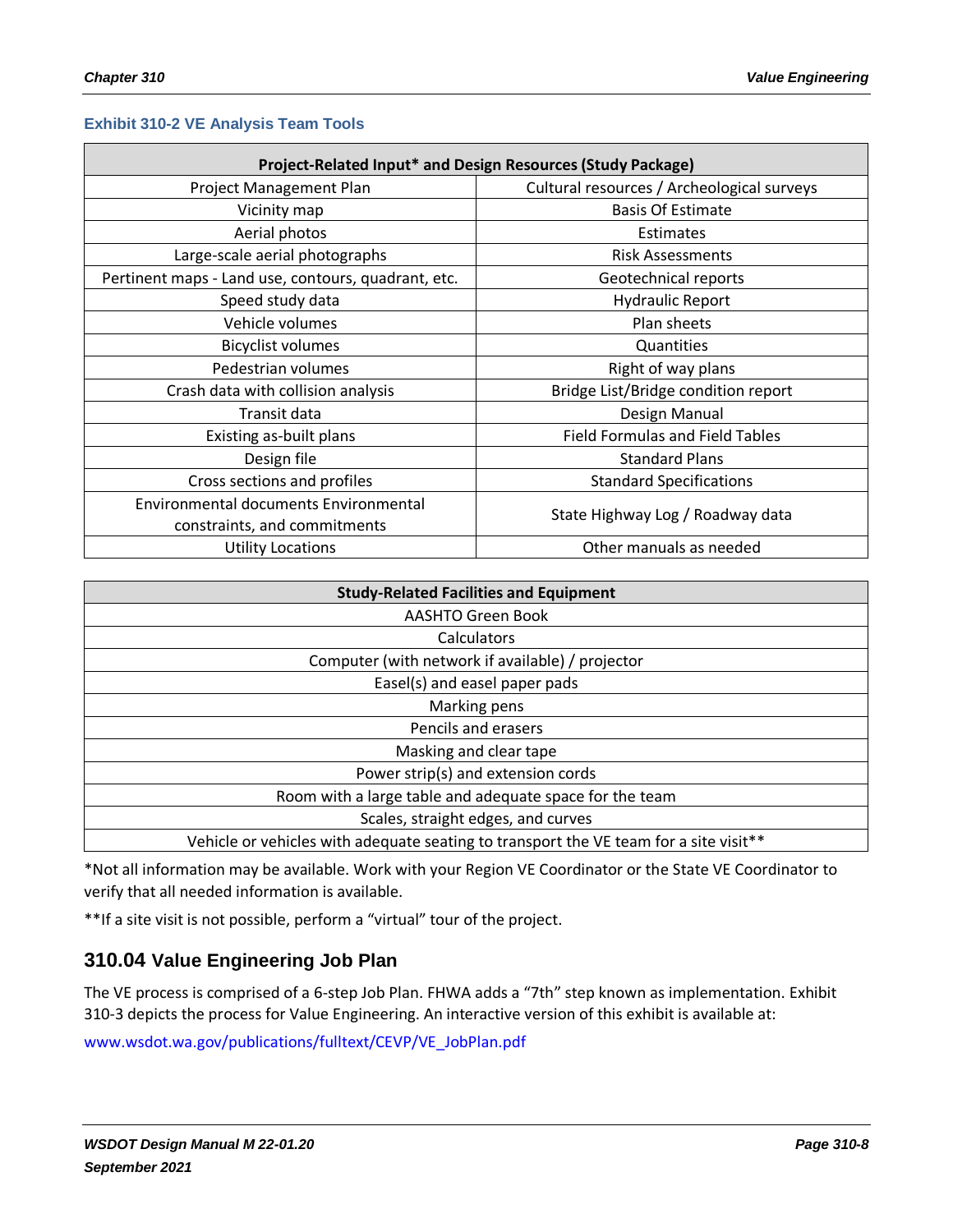### Exhibit 310-2 VE Analysis Team Tools

| Project-Related Input* and Design Resources (Study Package) | |
|---|---|
| Project Management Plan | Cultural resources / Archeological surveys |
| Vicinity map | Basis Of Estimate |
| Aerial photos | Estimates |
| Large-scale aerial photographs | Risk Assessments |
| Pertinent maps - Land use, contours, quadrant, etc. | Geotechnical reports |
| Speed study data | Hydraulic Report |
| Vehicle volumes | Plan sheets |
| Bicyclist volumes | Quantities |
| Pedestrian volumes | Right of way plans |
| Crash data with collision analysis | Bridge List/Bridge condition report |
| Transit data | Design Manual |
| Existing as-built plans | Field Formulas and Field Tables |
| Design file | Standard Plans |
| Cross sections and profiles | Standard Specifications |
| Environmental documents Environmental constraints, and commitments | State Highway Log / Roadway data |
| Utility Locations | Other manuals as needed |

| Study-Related Facilities and Equipment |
|---|
| AASHTO Green Book |
| Calculators |
| Computer (with network if available) / projector |
| Easel(s) and easel paper pads |
| Marking pens |
| Pencils and erasers |
| Masking and clear tape |
| Power strip(s) and extension cords |
| Room with a large table and adequate space for the team |
| Scales, straight edges, and curves |
| Vehicle or vehicles with adequate seating to transport the VE team for a site visit** |

*Not all information may be available. Work with your Region VE Coordinator or the State VE Coordinator to verify that all needed information is available.

**If a site visit is not possible, perform a "virtual" tour of the project.

## 310.04 Value Engineering Job Plan

The VE process is comprised of a 6-step Job Plan. FHWA adds a "7th" step known as implementation. Exhibit 310-3 depicts the process for Value Engineering. An interactive version of this exhibit is available at:

www.wsdot.wa.gov/publications/fulltext/CEVP/VE_JobPlan.pdf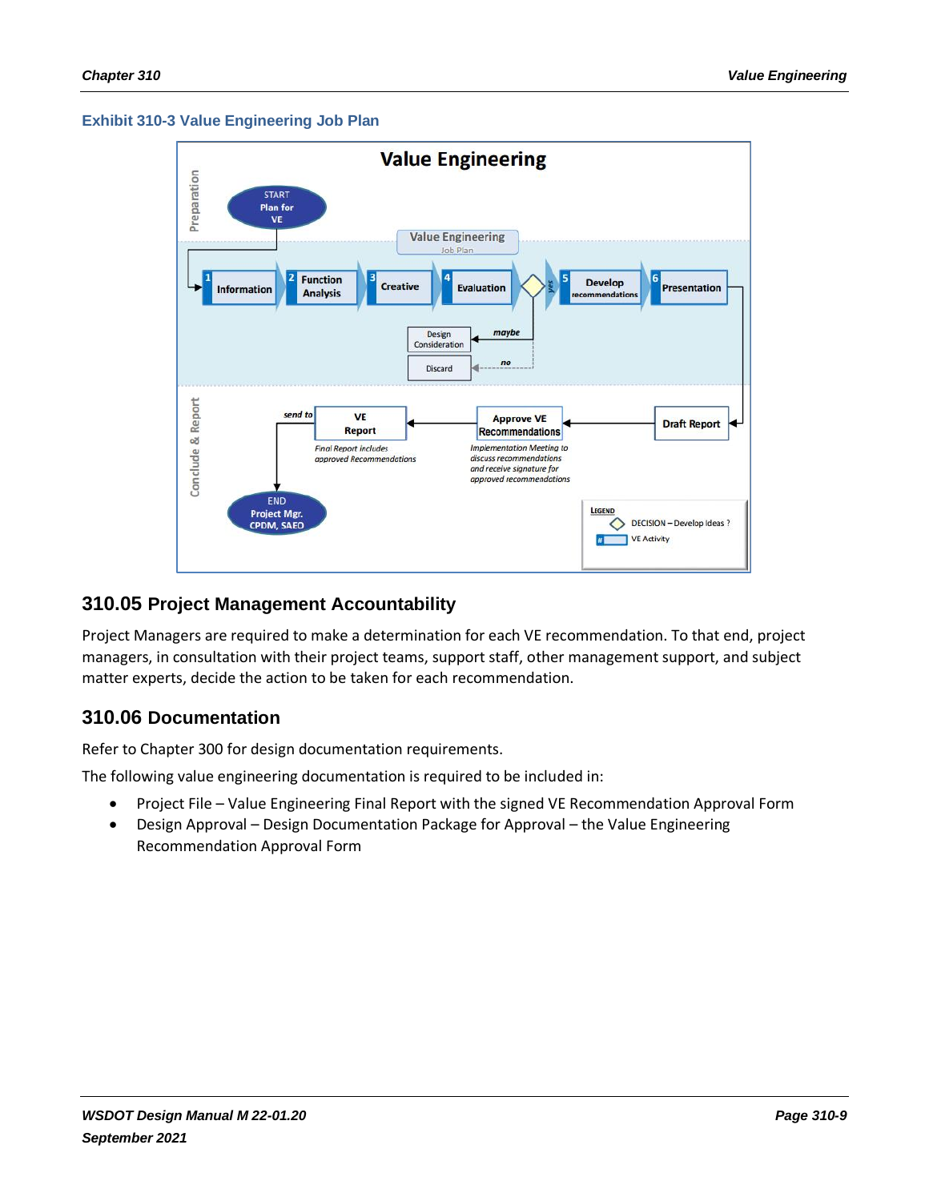**Exhibit 310-3 Value Engineering Job Plan**

## 310.05 Project Management Accountability

Project Managers are required to make a determination for each VE recommendation. To that end, project managers, in consultation with their project teams, support staff, other management support, and subject matter experts, decide the action to be taken for each recommendation.

## 310.06 Documentation

Refer to Chapter 300 for design documentation requirements.

The following value engineering documentation is required to be included in:

- Project File – Value Engineering Final Report with the signed VE Recommendation Approval Form
- Design Approval – Design Documentation Package for Approval – the Value Engineering Recommendation Approval Form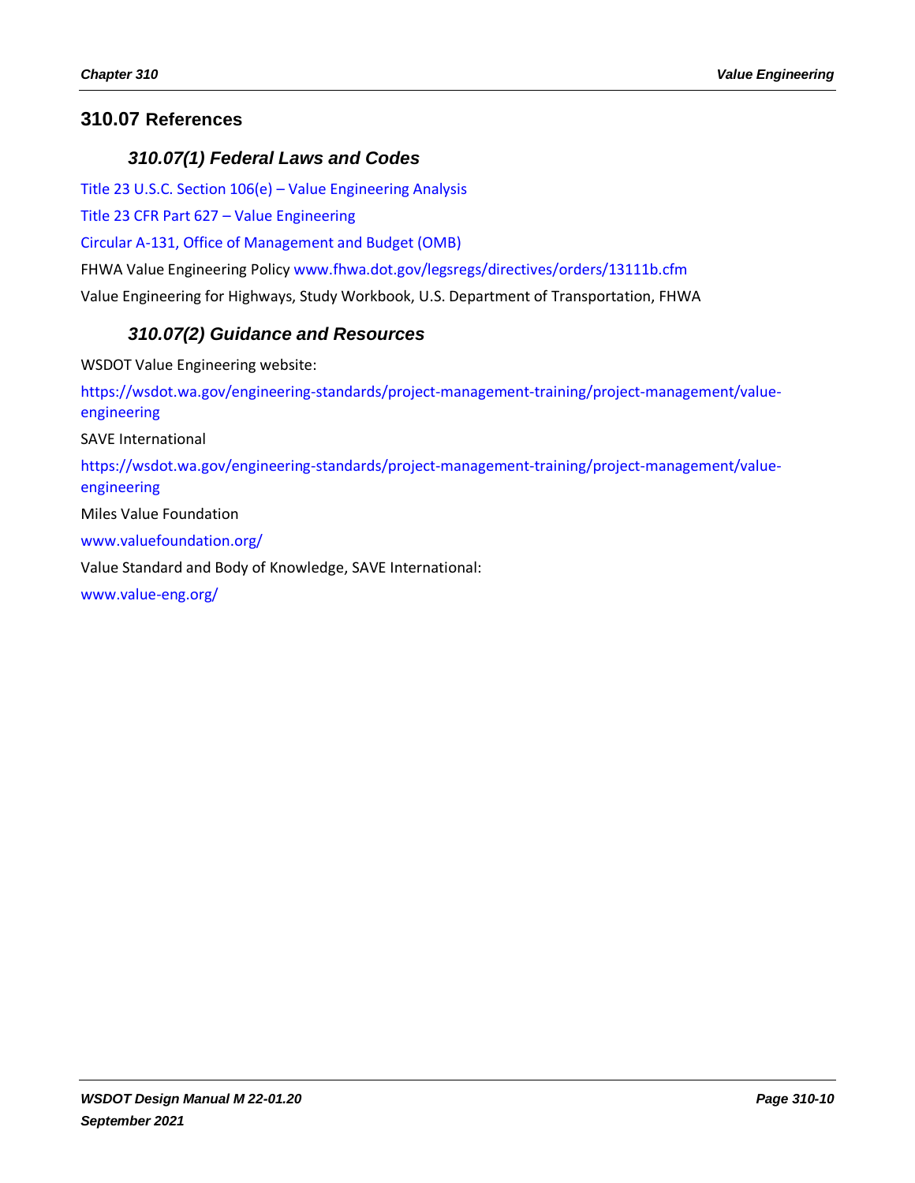## 310.07 References

### 310.07(1) Federal Laws and Codes

Title 23 U.S.C. Section 106(e) – Value Engineering Analysis

Title 23 CFR Part 627 – Value Engineering

Circular A-131, Office of Management and Budget (OMB)

FHWA Value Engineering Policy www.fhwa.dot.gov/legsregs/directives/orders/13111b.cfm

Value Engineering for Highways, Study Workbook, U.S. Department of Transportation, FHWA

### 310.07(2) Guidance and Resources

WSDOT Value Engineering website:

https://wsdot.wa.gov/engineering-standards/project-management-training/project-management/value-engineering

SAVE International

https://wsdot.wa.gov/engineering-standards/project-management-training/project-management/value-engineering

Miles Value Foundation

www.valuefoundation.org/

Value Standard and Body of Knowledge, SAVE International:

www.value-eng.org/